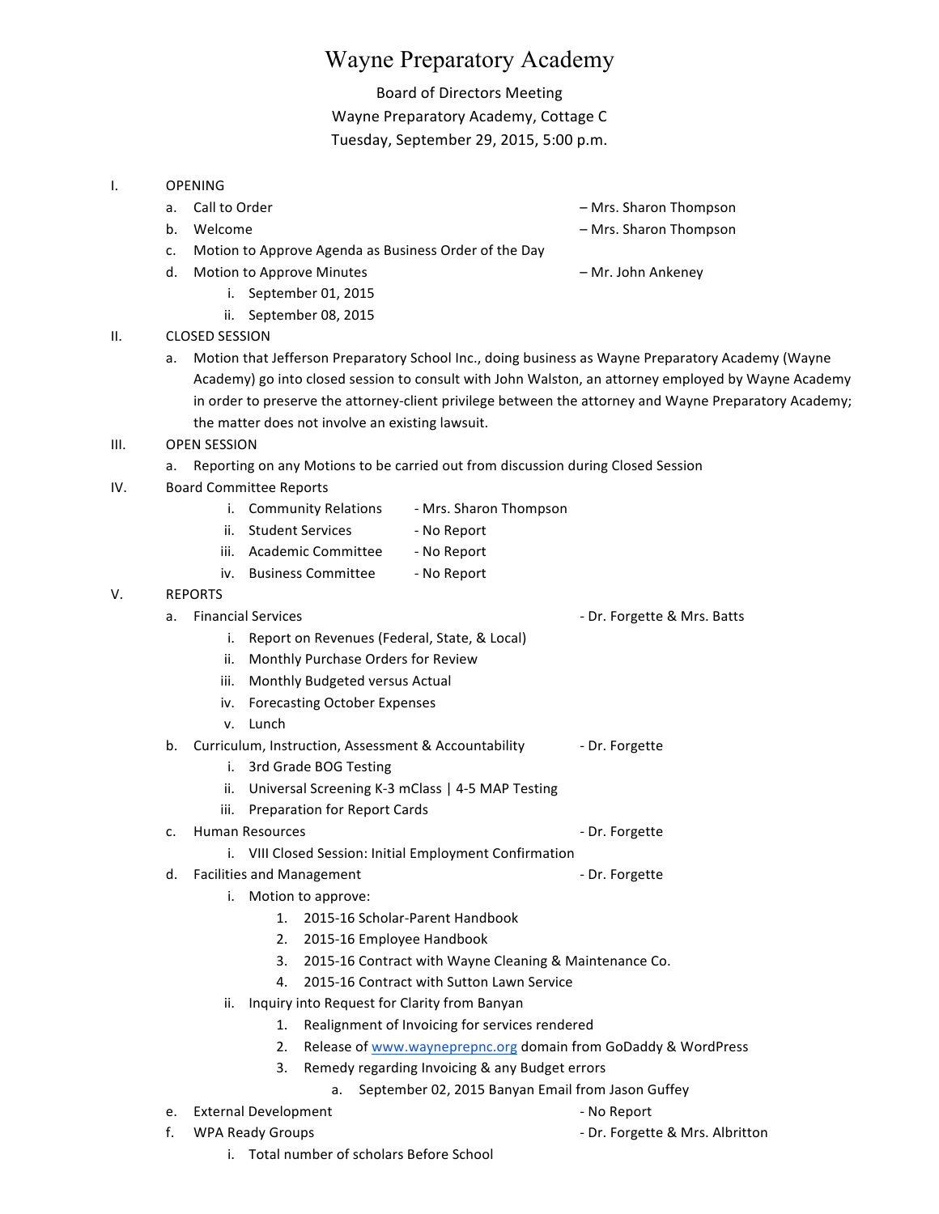# Wayne Preparatory Academy

Board of Directors Meeting
Wayne Preparatory Academy, Cottage C
Tuesday, September 29, 2015, 5:00 p.m.

I. OPENING
   a. Call to Order – Mrs. Sharon Thompson
   b. Welcome – Mrs. Sharon Thompson
   c. Motion to Approve Agenda as Business Order of the Day
   d. Motion to Approve Minutes – Mr. John Ankeney
      i. September 01, 2015
      ii. September 08, 2015

II. CLOSED SESSION
   a. Motion that Jefferson Preparatory School Inc., doing business as Wayne Preparatory Academy (Wayne Academy) go into closed session to consult with John Walston, an attorney employed by Wayne Academy in order to preserve the attorney-client privilege between the attorney and Wayne Preparatory Academy; the matter does not involve an existing lawsuit.

III. OPEN SESSION
   a. Reporting on any Motions to be carried out from discussion during Closed Session

IV. Board Committee Reports
      i. Community Relations - Mrs. Sharon Thompson
      ii. Student Services - No Report
      iii. Academic Committee - No Report
      iv. Business Committee - No Report

V. REPORTS
   a. Financial Services - Dr. Forgette & Mrs. Batts
      i. Report on Revenues (Federal, State, & Local)
      ii. Monthly Purchase Orders for Review
      iii. Monthly Budgeted versus Actual
      iv. Forecasting October Expenses
      v. Lunch
   b. Curriculum, Instruction, Assessment & Accountability - Dr. Forgette
      i. 3rd Grade BOG Testing
      ii. Universal Screening K-3 mClass | 4-5 MAP Testing
      iii. Preparation for Report Cards
   c. Human Resources - Dr. Forgette
      i. VIII Closed Session: Initial Employment Confirmation
   d. Facilities and Management - Dr. Forgette
      i. Motion to approve:
         1. 2015-16 Scholar-Parent Handbook
         2. 2015-16 Employee Handbook
         3. 2015-16 Contract with Wayne Cleaning & Maintenance Co.
         4. 2015-16 Contract with Sutton Lawn Service
      ii. Inquiry into Request for Clarity from Banyan
         1. Realignment of Invoicing for services rendered
         2. Release of www.wayneprepnc.org domain from GoDaddy & WordPress
         3. Remedy regarding Invoicing & any Budget errors
            a. September 02, 2015 Banyan Email from Jason Guffey
   e. External Development - No Report
   f. WPA Ready Groups - Dr. Forgette & Mrs. Albritton
      i. Total number of scholars Before School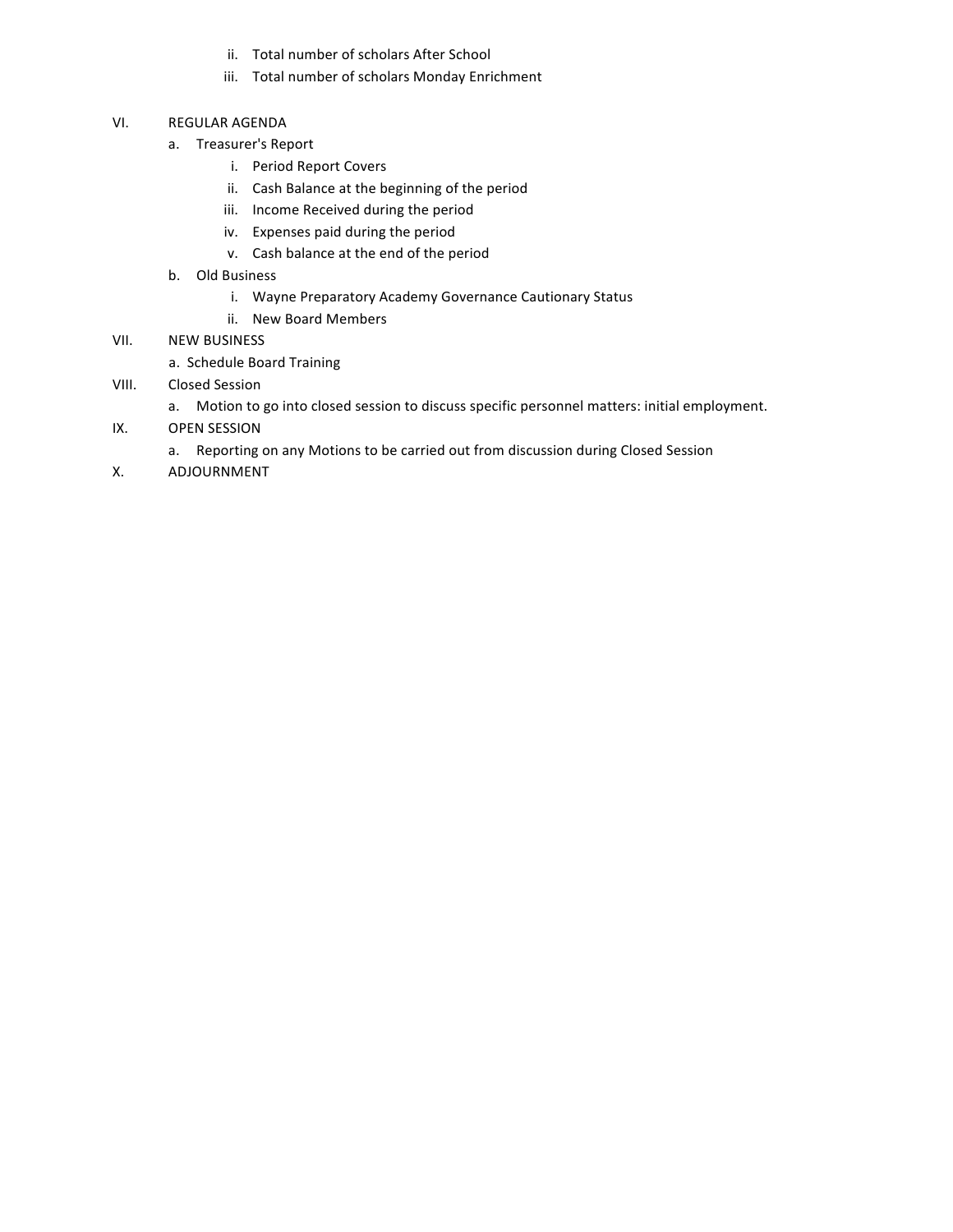ii. Total number of scholars After School
iii. Total number of scholars Monday Enrichment

VI. REGULAR AGENDA
  a. Treasurer's Report
    i. Period Report Covers
    ii. Cash Balance at the beginning of the period
    iii. Income Received during the period
    iv. Expenses paid during the period
    v. Cash balance at the end of the period
  b. Old Business
    i. Wayne Preparatory Academy Governance Cautionary Status
    ii. New Board Members

VII. NEW BUSINESS
  a. Schedule Board Training

VIII. Closed Session
  a. Motion to go into closed session to discuss specific personnel matters: initial employment.

IX. OPEN SESSION
  a. Reporting on any Motions to be carried out from discussion during Closed Session

X. ADJOURNMENT